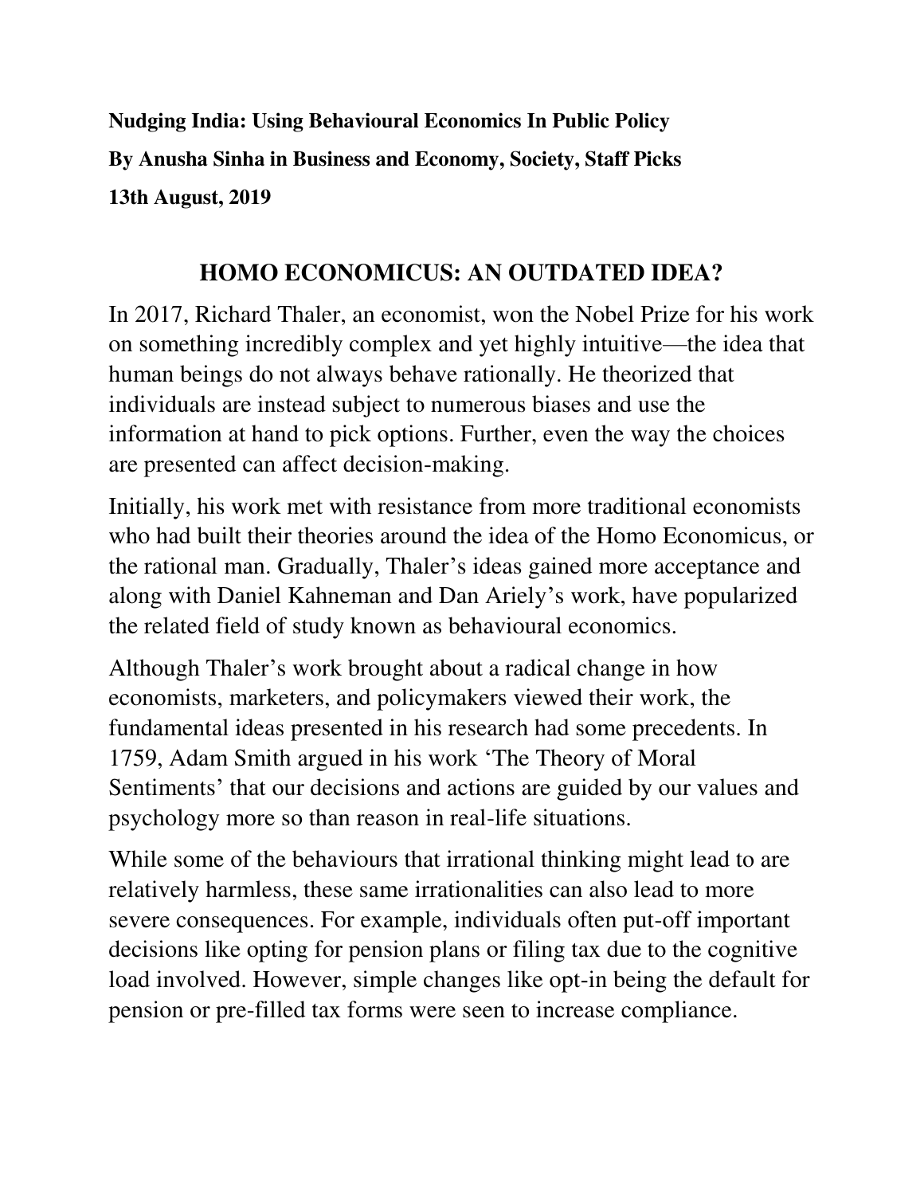**Nudging India: Using Behavioural Economics In Public Policy**

**By Anusha Sinha in Business and Economy, Society, Staff Picks**

**13th August, 2019**

## HOMO ECONOMICUS: AN OUTDATED IDEA?

In 2017, Richard Thaler, an economist, won the Nobel Prize for his work on something incredibly complex and yet highly intuitive—the idea that human beings do not always behave rationally. He theorized that individuals are instead subject to numerous biases and use the information at hand to pick options. Further, even the way the choices are presented can affect decision-making.

Initially, his work met with resistance from more traditional economists who had built their theories around the idea of the Homo Economicus, or the rational man. Gradually, Thaler's ideas gained more acceptance and along with Daniel Kahneman and Dan Ariely's work, have popularized the related field of study known as behavioural economics.

Although Thaler's work brought about a radical change in how economists, marketers, and policymakers viewed their work, the fundamental ideas presented in his research had some precedents. In 1759, Adam Smith argued in his work 'The Theory of Moral Sentiments' that our decisions and actions are guided by our values and psychology more so than reason in real-life situations.

While some of the behaviours that irrational thinking might lead to are relatively harmless, these same irrationalities can also lead to more severe consequences. For example, individuals often put-off important decisions like opting for pension plans or filing tax due to the cognitive load involved. However, simple changes like opt-in being the default for pension or pre-filled tax forms were seen to increase compliance.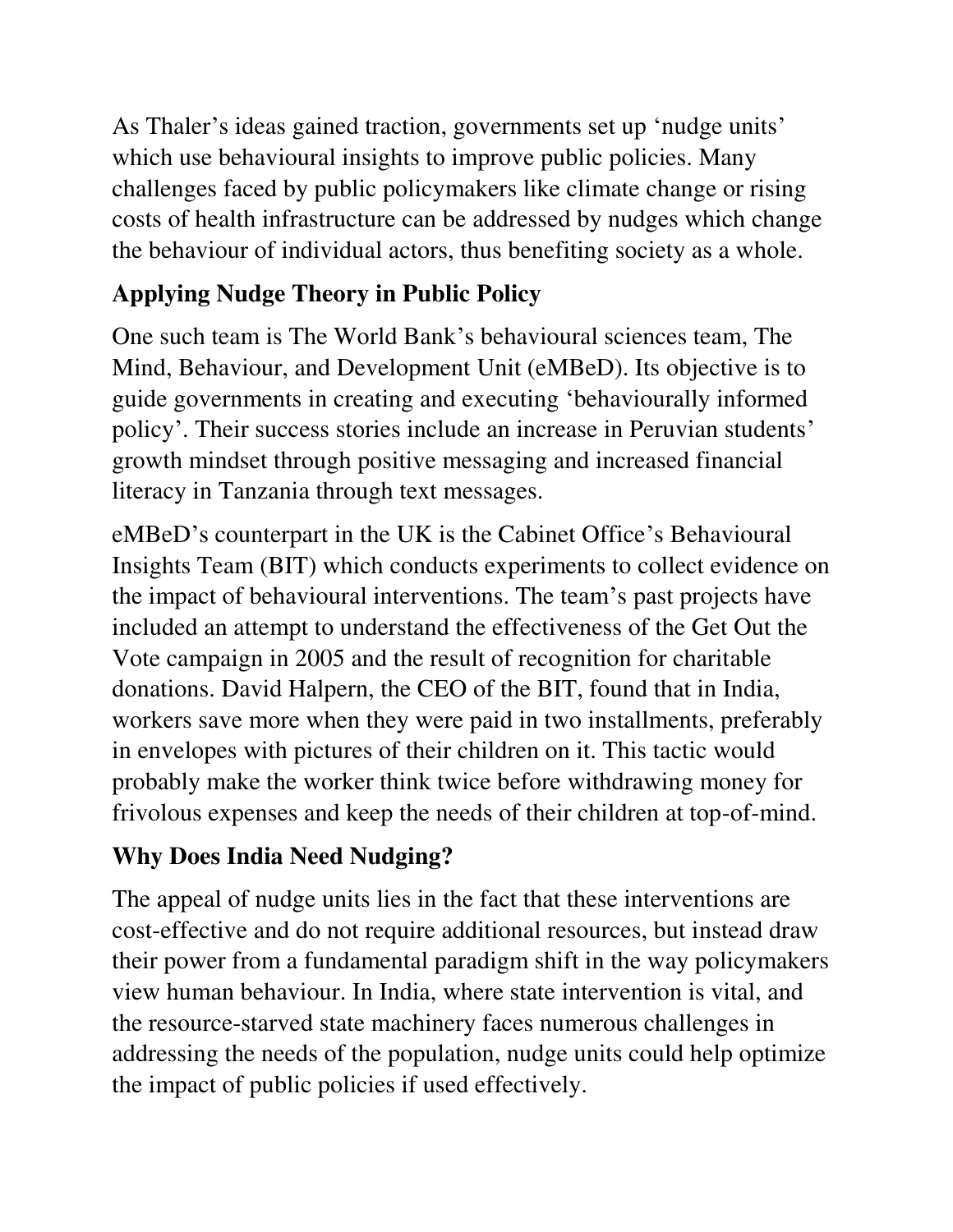As Thaler’s ideas gained traction, governments set up ‘nudge units’ which use behavioural insights to improve public policies. Many challenges faced by public policymakers like climate change or rising costs of health infrastructure can be addressed by nudges which change the behaviour of individual actors, thus benefiting society as a whole.

## Applying Nudge Theory in Public Policy

One such team is The World Bank’s behavioural sciences team, The Mind, Behaviour, and Development Unit (eMBeD). Its objective is to guide governments in creating and executing ‘behaviourally informed policy’. Their success stories include an increase in Peruvian students’ growth mindset through positive messaging and increased financial literacy in Tanzania through text messages.

eMBeD’s counterpart in the UK is the Cabinet Office’s Behavioural Insights Team (BIT) which conducts experiments to collect evidence on the impact of behavioural interventions. The team’s past projects have included an attempt to understand the effectiveness of the Get Out the Vote campaign in 2005 and the result of recognition for charitable donations. David Halpern, the CEO of the BIT, found that in India, workers save more when they were paid in two installments, preferably in envelopes with pictures of their children on it. This tactic would probably make the worker think twice before withdrawing money for frivolous expenses and keep the needs of their children at top-of-mind.

## Why Does India Need Nudging?

The appeal of nudge units lies in the fact that these interventions are cost-effective and do not require additional resources, but instead draw their power from a fundamental paradigm shift in the way policymakers view human behaviour. In India, where state intervention is vital, and the resource-starved state machinery faces numerous challenges in addressing the needs of the population, nudge units could help optimize the impact of public policies if used effectively.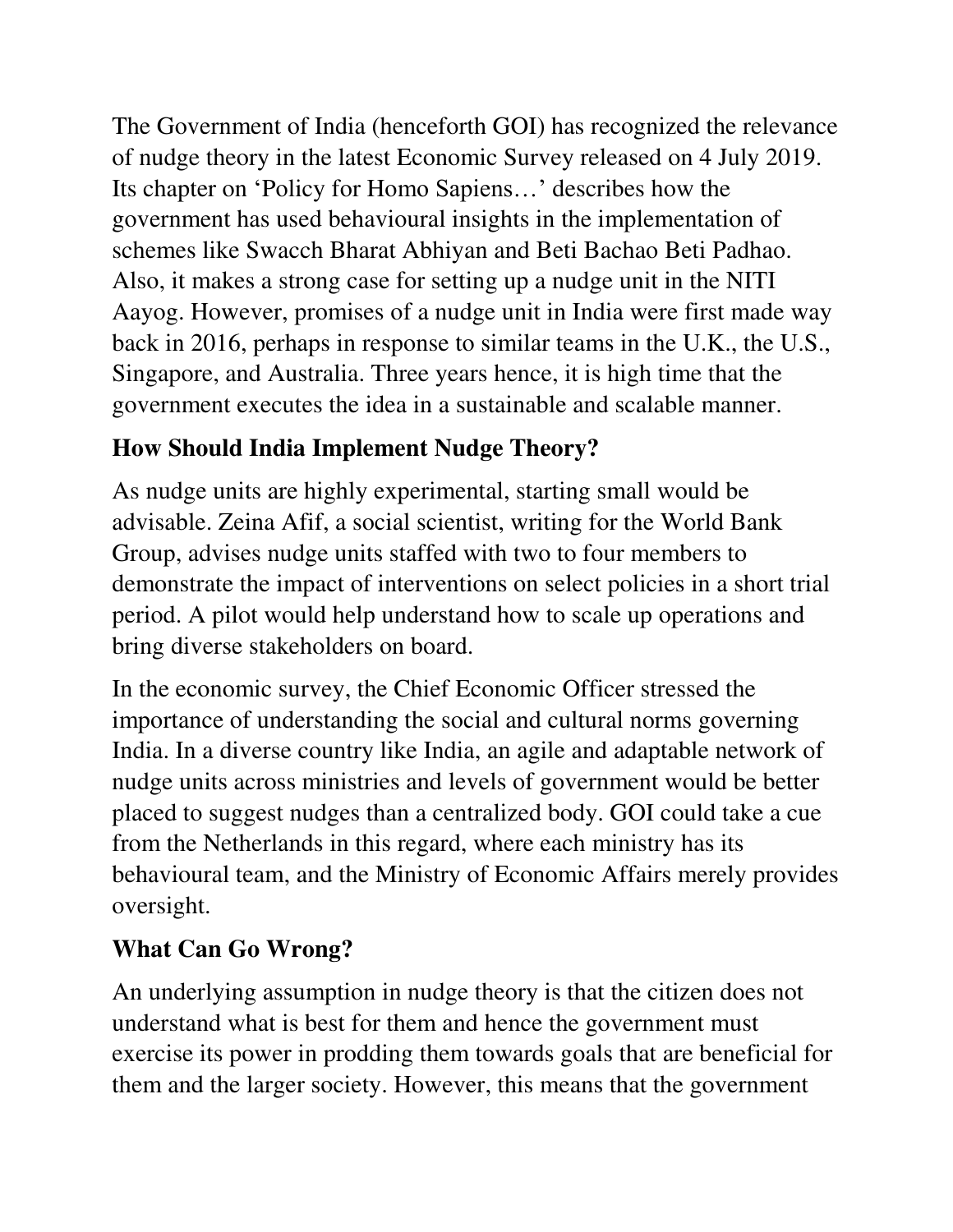The Government of India (henceforth GOI) has recognized the relevance of nudge theory in the latest Economic Survey released on 4 July 2019. Its chapter on 'Policy for Homo Sapiens…' describes how the government has used behavioural insights in the implementation of schemes like Swacch Bharat Abhiyan and Beti Bachao Beti Padhao. Also, it makes a strong case for setting up a nudge unit in the NITI Aayog. However, promises of a nudge unit in India were first made way back in 2016, perhaps in response to similar teams in the U.K., the U.S., Singapore, and Australia. Three years hence, it is high time that the government executes the idea in a sustainable and scalable manner.

## How Should India Implement Nudge Theory?

As nudge units are highly experimental, starting small would be advisable. Zeina Afif, a social scientist, writing for the World Bank Group, advises nudge units staffed with two to four members to demonstrate the impact of interventions on select policies in a short trial period. A pilot would help understand how to scale up operations and bring diverse stakeholders on board.

In the economic survey, the Chief Economic Officer stressed the importance of understanding the social and cultural norms governing India. In a diverse country like India, an agile and adaptable network of nudge units across ministries and levels of government would be better placed to suggest nudges than a centralized body. GOI could take a cue from the Netherlands in this regard, where each ministry has its behavioural team, and the Ministry of Economic Affairs merely provides oversight.

## What Can Go Wrong?

An underlying assumption in nudge theory is that the citizen does not understand what is best for them and hence the government must exercise its power in prodding them towards goals that are beneficial for them and the larger society. However, this means that the government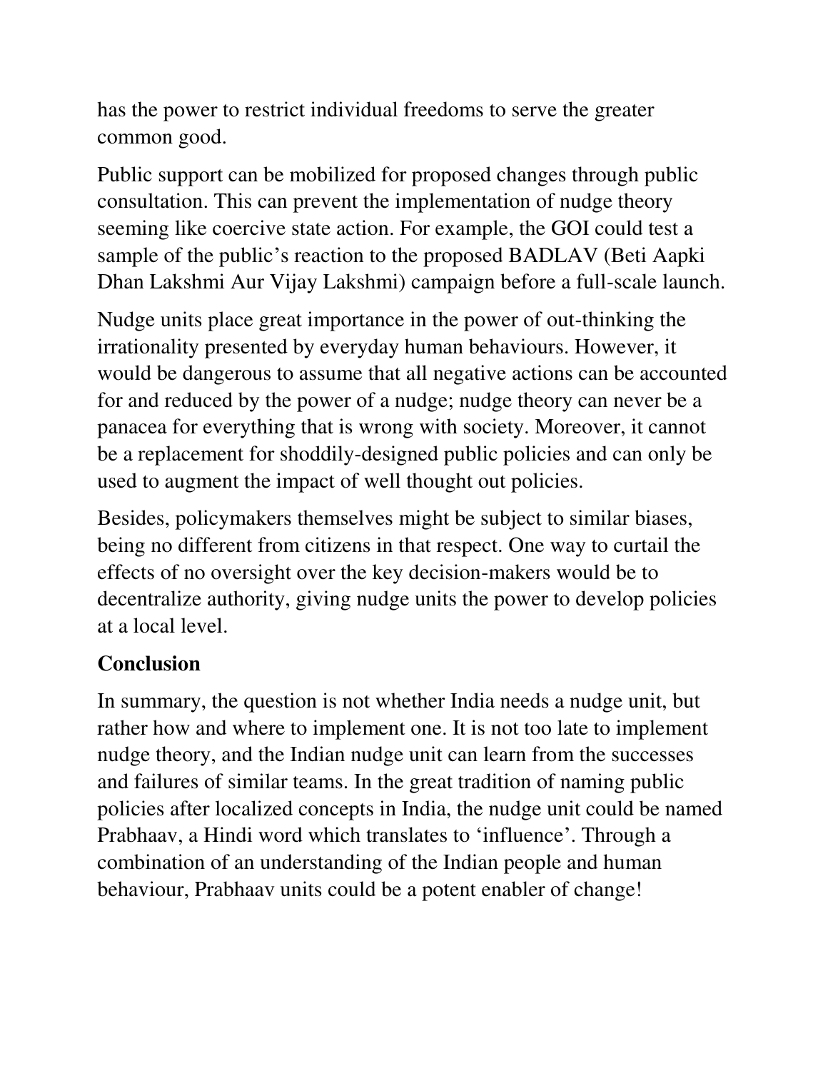has the power to restrict individual freedoms to serve the greater common good.

Public support can be mobilized for proposed changes through public consultation. This can prevent the implementation of nudge theory seeming like coercive state action. For example, the GOI could test a sample of the public's reaction to the proposed BADLAV (Beti Aapki Dhan Lakshmi Aur Vijay Lakshmi) campaign before a full-scale launch.

Nudge units place great importance in the power of out-thinking the irrationality presented by everyday human behaviours. However, it would be dangerous to assume that all negative actions can be accounted for and reduced by the power of a nudge; nudge theory can never be a panacea for everything that is wrong with society. Moreover, it cannot be a replacement for shoddily-designed public policies and can only be used to augment the impact of well thought out policies.

Besides, policymakers themselves might be subject to similar biases, being no different from citizens in that respect. One way to curtail the effects of no oversight over the key decision-makers would be to decentralize authority, giving nudge units the power to develop policies at a local level.

## Conclusion

In summary, the question is not whether India needs a nudge unit, but rather how and where to implement one. It is not too late to implement nudge theory, and the Indian nudge unit can learn from the successes and failures of similar teams. In the great tradition of naming public policies after localized concepts in India, the nudge unit could be named Prabhaav, a Hindi word which translates to 'influence'. Through a combination of an understanding of the Indian people and human behaviour, Prabhaav units could be a potent enabler of change!